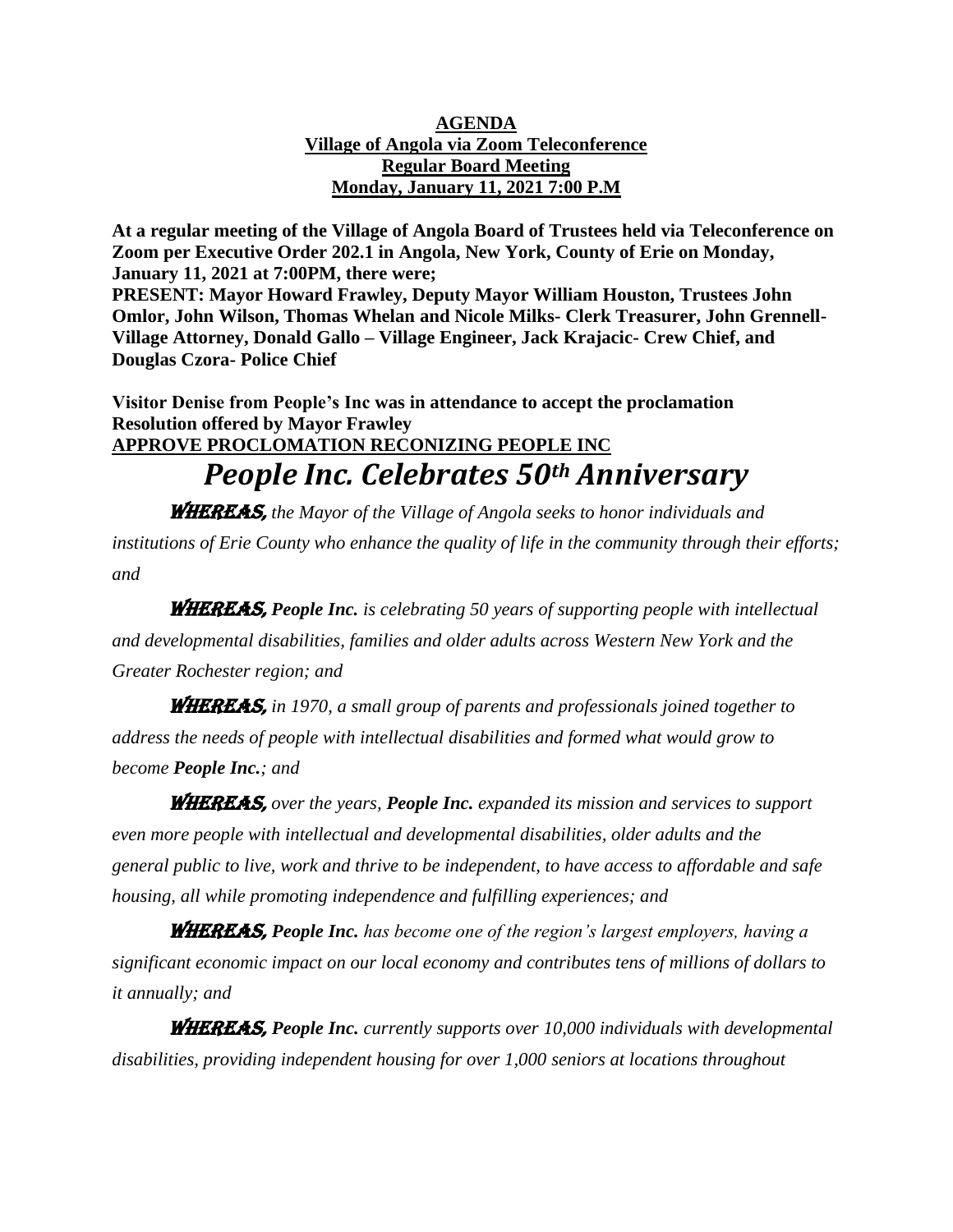**AGENDA**
**Village of Angola via Zoom Teleconference**
**Regular Board Meeting**
**Monday, January 11, 2021 7:00 P.M**

**At a regular meeting of the Village of Angola Board of Trustees held via Teleconference on Zoom per Executive Order 202.1 in Angola, New York, County of Erie on Monday, January 11, 2021 at 7:00PM, there were;**
**PRESENT: Mayor Howard Frawley, Deputy Mayor William Houston, Trustees John Omlor, John Wilson, Thomas Whelan and Nicole Milks- Clerk Treasurer, John Grennell- Village Attorney, Donald Gallo – Village Engineer, Jack Krajacic- Crew Chief, and Douglas Czora- Police Chief**

**Visitor Denise from People's Inc was in attendance to accept the proclamation**
**Resolution offered by Mayor Frawley**
**APPROVE PROCLOMATION RECONIZING PEOPLE INC**

# *People Inc. Celebrates 50th Anniversary*

***WHEREAS,*** *the Mayor of the Village of Angola seeks to honor individuals and institutions of Erie County who enhance the quality of life in the community through their efforts; and*

***WHEREAS, People Inc.*** *is celebrating 50 years of supporting people with intellectual and developmental disabilities, families and older adults across Western New York and the Greater Rochester region; and*

***WHEREAS,*** *in 1970, a small group of parents and professionals joined together to address the needs of people with intellectual disabilities and formed what would grow to become* ***People Inc.****; and*

***WHEREAS,*** *over the years,* ***People Inc.*** *expanded its mission and services to support even more people with intellectual and developmental disabilities, older adults and the general public to live, work and thrive to be independent, to have access to affordable and safe housing, all while promoting independence and fulfilling experiences; and*

***WHEREAS, People Inc.*** *has become one of the region's largest employers, having a significant economic impact on our local economy and contributes tens of millions of dollars to it annually; and*

***WHEREAS, People Inc.*** *currently supports over 10,000 individuals with developmental disabilities, providing independent housing for over 1,000 seniors at locations throughout*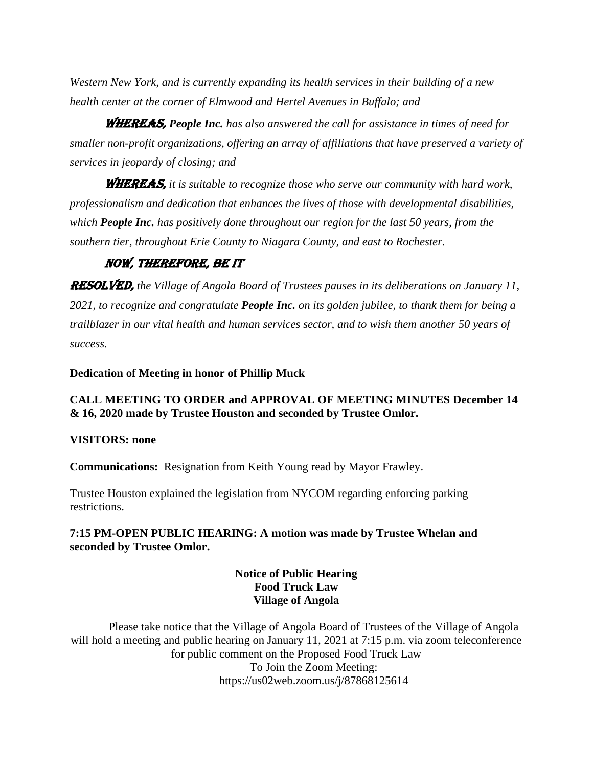*Western New York, and is currently expanding its health services in their building of a new health center at the corner of Elmwood and Hertel Avenues in Buffalo; and*

**WHEREAS,** ***People Inc.*** *has also answered the call for assistance in times of need for smaller non-profit organizations, offering an array of affiliations that have preserved a variety of services in jeopardy of closing; and*

**WHEREAS,** *it is suitable to recognize those who serve our community with hard work, professionalism and dedication that enhances the lives of those with developmental disabilities, which* ***People Inc.*** *has positively done throughout our region for the last 50 years, from the southern tier, throughout Erie County to Niagara County, and east to Rochester.*

**NOW, THEREFORE, BE IT**

**RESOLVED,** *the Village of Angola Board of Trustees pauses in its deliberations on January 11, 2021, to recognize and congratulate* ***People Inc.*** *on its golden jubilee, to thank them for being a trailblazer in our vital health and human services sector, and to wish them another 50 years of success.*

**Dedication of Meeting in honor of Phillip Muck**

**CALL MEETING TO ORDER and APPROVAL OF MEETING MINUTES December 14 & 16, 2020 made by Trustee Houston and seconded by Trustee Omlor.**

**VISITORS: none**

**Communications:** Resignation from Keith Young read by Mayor Frawley.

Trustee Houston explained the legislation from NYCOM regarding enforcing parking restrictions.

**7:15 PM-OPEN PUBLIC HEARING: A motion was made by Trustee Whelan and seconded by Trustee Omlor.**

**Notice of Public Hearing**
**Food Truck Law**
**Village of Angola**

Please take notice that the Village of Angola Board of Trustees of the Village of Angola will hold a meeting and public hearing on January 11, 2021 at 7:15 p.m. via zoom teleconference for public comment on the Proposed Food Truck Law

To Join the Zoom Meeting:
https://us02web.zoom.us/j/87868125614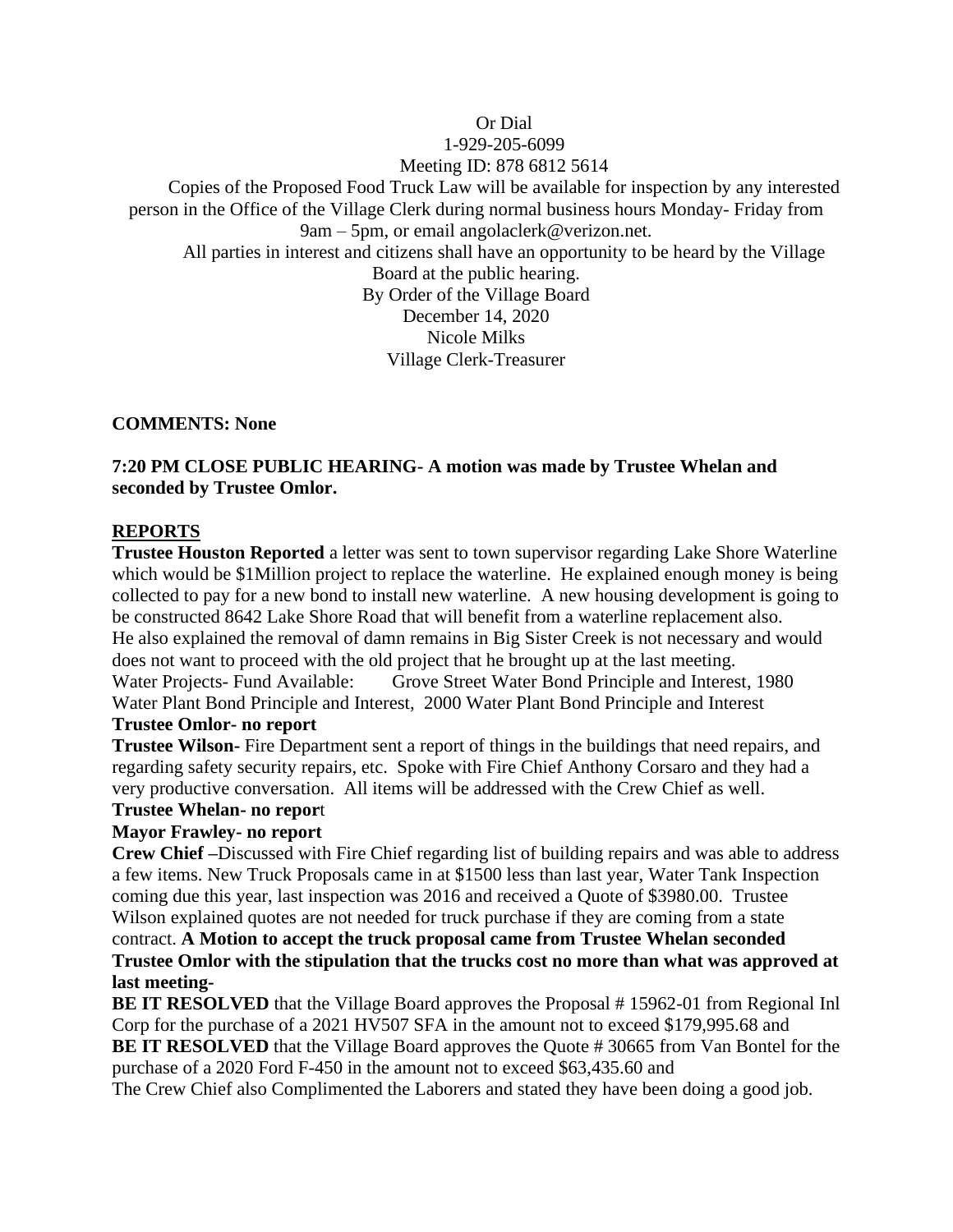Or Dial  
1-929-205-6099  
Meeting ID: 878 6812 5614

Copies of the Proposed Food Truck Law will be available for inspection by any interested person in the Office of the Village Clerk during normal business hours Monday- Friday from 9am – 5pm, or email angolaclerk@verizon.net.

All parties in interest and citizens shall have an opportunity to be heard by the Village Board at the public hearing.

By Order of the Village Board  
December 14, 2020  
Nicole Milks  
Village Clerk-Treasurer

**COMMENTS: None**

**7:20 PM CLOSE PUBLIC HEARING- A motion was made by Trustee Whelan and seconded by Trustee Omlor.**

## REPORTS

**Trustee Houston Reported** a letter was sent to town supervisor regarding Lake Shore Waterline which would be $1Million project to replace the waterline. He explained enough money is being collected to pay for a new bond to install new waterline. A new housing development is going to be constructed 8642 Lake Shore Road that will benefit from a waterline replacement also. He also explained the removal of damn remains in Big Sister Creek is not necessary and would does not want to proceed with the old project that he brought up at the last meeting.

Water Projects- Fund Available: Grove Street Water Bond Principle and Interest, 1980 Water Plant Bond Principle and Interest, 2000 Water Plant Bond Principle and Interest

**Trustee Omlor- no report**

**Trustee Wilson-** Fire Department sent a report of things in the buildings that need repairs, and regarding safety security repairs, etc. Spoke with Fire Chief Anthony Corsaro and they had a very productive conversation. All items will be addressed with the Crew Chief as well.

**Trustee Whelan- no report**

**Mayor Frawley- no report**

**Crew Chief –**Discussed with Fire Chief regarding list of building repairs and was able to address a few items. New Truck Proposals came in at $1500 less than last year, Water Tank Inspection coming due this year, last inspection was 2016 and received a Quote of $3980.00. Trustee Wilson explained quotes are not needed for truck purchase if they are coming from a state contract. **A Motion to accept the truck proposal came from Trustee Whelan seconded Trustee Omlor with the stipulation that the trucks cost no more than what was approved at last meeting-**

**BE IT RESOLVED** that the Village Board approves the Proposal # 15962-01 from Regional Inl Corp for the purchase of a 2021 HV507 SFA in the amount not to exceed $179,995.68 and

**BE IT RESOLVED** that the Village Board approves the Quote # 30665 from Van Bontel for the purchase of a 2020 Ford F-450 in the amount not to exceed $63,435.60 and

The Crew Chief also Complimented the Laborers and stated they have been doing a good job.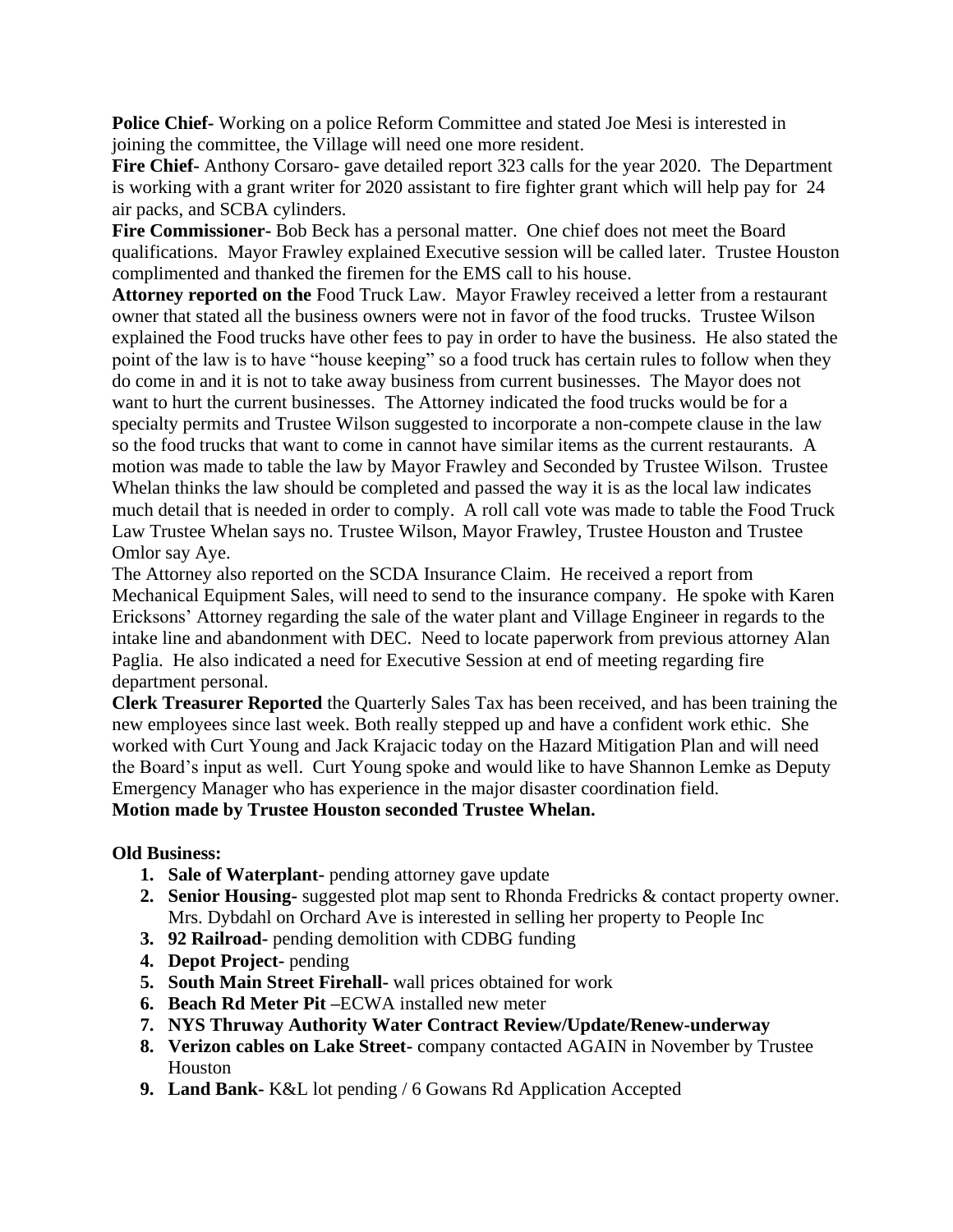**Police Chief-** Working on a police Reform Committee and stated Joe Mesi is interested in joining the committee, the Village will need one more resident.

**Fire Chief-** Anthony Corsaro- gave detailed report 323 calls for the year 2020. The Department is working with a grant writer for 2020 assistant to fire fighter grant which will help pay for 24 air packs, and SCBA cylinders.

**Fire Commissioner-** Bob Beck has a personal matter. One chief does not meet the Board qualifications. Mayor Frawley explained Executive session will be called later. Trustee Houston complimented and thanked the firemen for the EMS call to his house.

**Attorney reported on the** Food Truck Law. Mayor Frawley received a letter from a restaurant owner that stated all the business owners were not in favor of the food trucks. Trustee Wilson explained the Food trucks have other fees to pay in order to have the business. He also stated the point of the law is to have "house keeping" so a food truck has certain rules to follow when they do come in and it is not to take away business from current businesses. The Mayor does not want to hurt the current businesses. The Attorney indicated the food trucks would be for a specialty permits and Trustee Wilson suggested to incorporate a non-compete clause in the law so the food trucks that want to come in cannot have similar items as the current restaurants. A motion was made to table the law by Mayor Frawley and Seconded by Trustee Wilson. Trustee Whelan thinks the law should be completed and passed the way it is as the local law indicates much detail that is needed in order to comply. A roll call vote was made to table the Food Truck Law Trustee Whelan says no. Trustee Wilson, Mayor Frawley, Trustee Houston and Trustee Omlor say Aye.

The Attorney also reported on the SCDA Insurance Claim. He received a report from Mechanical Equipment Sales, will need to send to the insurance company. He spoke with Karen Ericksons' Attorney regarding the sale of the water plant and Village Engineer in regards to the intake line and abandonment with DEC. Need to locate paperwork from previous attorney Alan Paglia. He also indicated a need for Executive Session at end of meeting regarding fire department personal.

**Clerk Treasurer Reported** the Quarterly Sales Tax has been received, and has been training the new employees since last week. Both really stepped up and have a confident work ethic. She worked with Curt Young and Jack Krajacic today on the Hazard Mitigation Plan and will need the Board's input as well. Curt Young spoke and would like to have Shannon Lemke as Deputy Emergency Manager who has experience in the major disaster coordination field.

**Motion made by Trustee Houston seconded Trustee Whelan.**

**Old Business:**

1. **Sale of Waterplant-** pending attorney gave update
2. **Senior Housing-** suggested plot map sent to Rhonda Fredricks & contact property owner. Mrs. Dybdahl on Orchard Ave is interested in selling her property to People Inc
3. **92 Railroad-** pending demolition with CDBG funding
4. **Depot Project-** pending
5. **South Main Street Firehall-** wall prices obtained for work
6. **Beach Rd Meter Pit –**ECWA installed new meter
7. **NYS Thruway Authority Water Contract Review/Update/Renew-underway**
8. **Verizon cables on Lake Street-** company contacted AGAIN in November by Trustee Houston
9. **Land Bank-** K&L lot pending / 6 Gowans Rd Application Accepted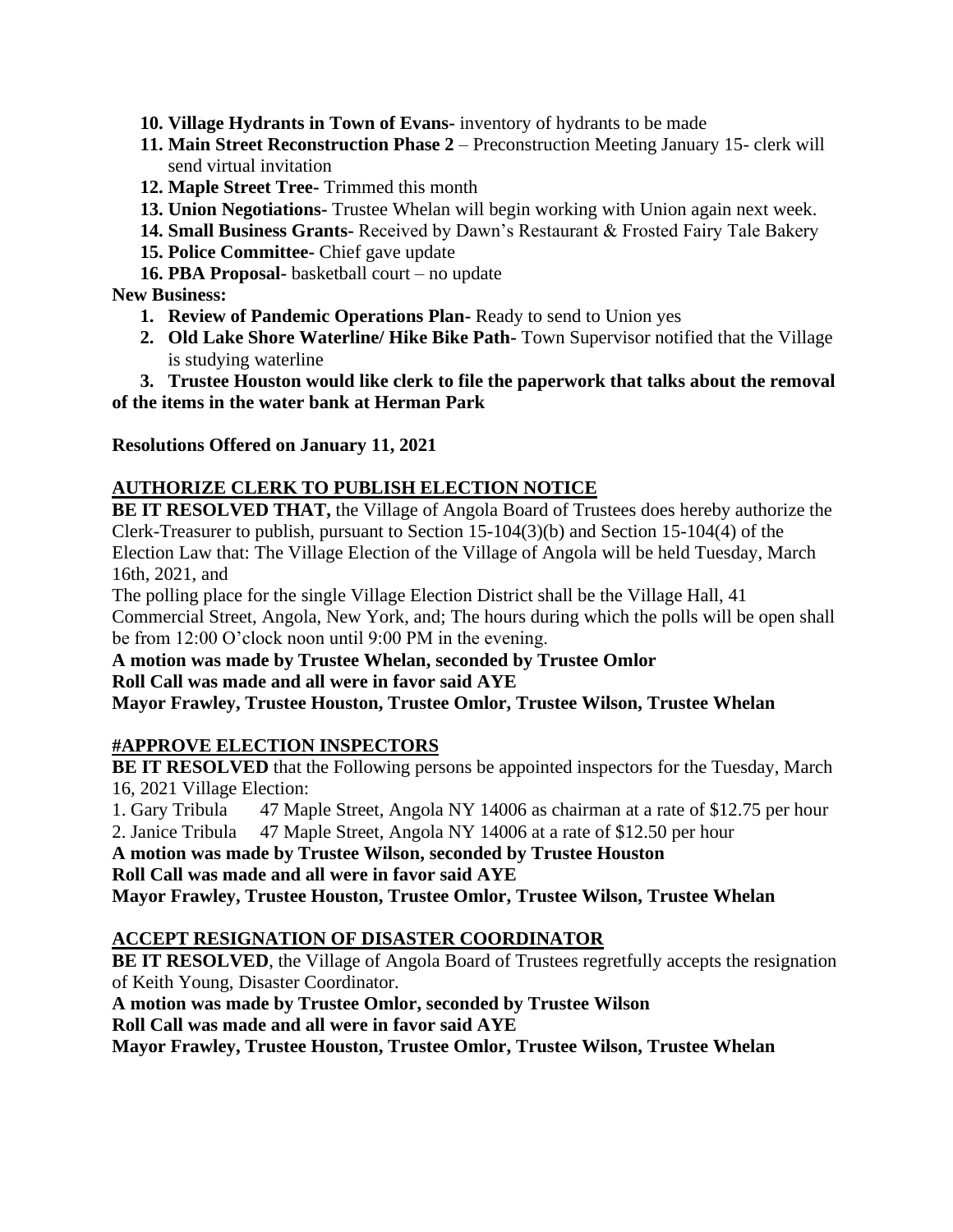10. **Village Hydrants in Town of Evans-** inventory of hydrants to be made
11. **Main Street Reconstruction Phase 2** – Preconstruction Meeting January 15- clerk will send virtual invitation
12. **Maple Street Tree-** Trimmed this month
13. **Union Negotiations-** Trustee Whelan will begin working with Union again next week.
14. **Small Business Grants-** Received by Dawn's Restaurant & Frosted Fairy Tale Bakery
15. **Police Committee-** Chief gave update
16. **PBA Proposal-** basketball court – no update

**New Business:**

1. **Review of Pandemic Operations Plan-** Ready to send to Union yes
2. **Old Lake Shore Waterline/ Hike Bike Path-** Town Supervisor notified that the Village is studying waterline
3. **Trustee Houston would like clerk to file the paperwork that talks about the removal of the items in the water bank at Herman Park**

**Resolutions Offered on January 11, 2021**

**AUTHORIZE CLERK TO PUBLISH ELECTION NOTICE**

**BE IT RESOLVED THAT,** the Village of Angola Board of Trustees does hereby authorize the Clerk-Treasurer to publish, pursuant to Section 15-104(3)(b) and Section 15-104(4) of the Election Law that: The Village Election of the Village of Angola will be held Tuesday, March 16th, 2021, and

The polling place for the single Village Election District shall be the Village Hall, 41 Commercial Street, Angola, New York, and; The hours during which the polls will be open shall be from 12:00 O'clock noon until 9:00 PM in the evening.

**A motion was made by Trustee Whelan, seconded by Trustee Omlor**
**Roll Call was made and all were in favor said AYE**
**Mayor Frawley, Trustee Houston, Trustee Omlor, Trustee Wilson, Trustee Whelan**

**#APPROVE ELECTION INSPECTORS**

**BE IT RESOLVED** that the Following persons be appointed inspectors for the Tuesday, March 16, 2021 Village Election:

1. Gary Tribula 47 Maple Street, Angola NY 14006 as chairman at a rate of $12.75 per hour
2. Janice Tribula 47 Maple Street, Angola NY 14006 at a rate of $12.50 per hour

**A motion was made by Trustee Wilson, seconded by Trustee Houston**
**Roll Call was made and all were in favor said AYE**
**Mayor Frawley, Trustee Houston, Trustee Omlor, Trustee Wilson, Trustee Whelan**

**ACCEPT RESIGNATION OF DISASTER COORDINATOR**

**BE IT RESOLVED**, the Village of Angola Board of Trustees regretfully accepts the resignation of Keith Young, Disaster Coordinator.

**A motion was made by Trustee Omlor, seconded by Trustee Wilson**
**Roll Call was made and all were in favor said AYE**
**Mayor Frawley, Trustee Houston, Trustee Omlor, Trustee Wilson, Trustee Whelan**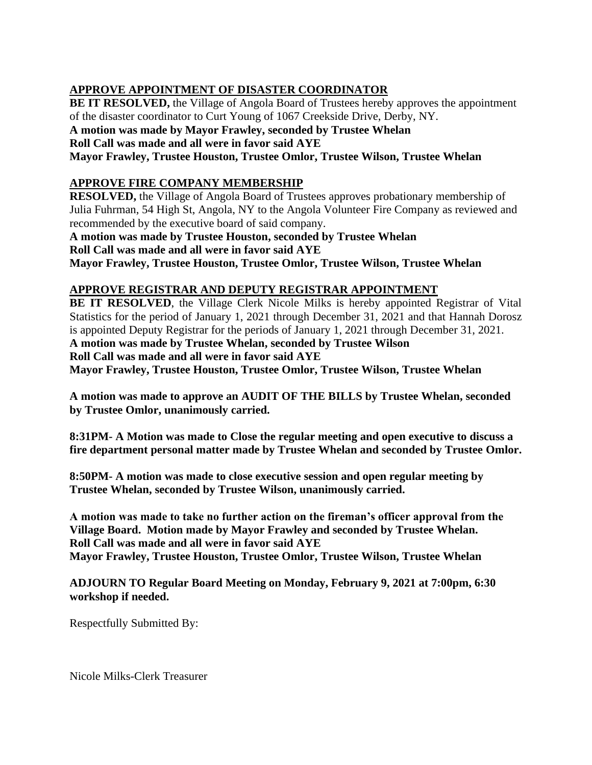**APPROVE APPOINTMENT OF DISASTER COORDINATOR**

**BE IT RESOLVED,** the Village of Angola Board of Trustees hereby approves the appointment of the disaster coordinator to Curt Young of 1067 Creekside Drive, Derby, NY.

**A motion was made by Mayor Frawley, seconded by Trustee Whelan**
**Roll Call was made and all were in favor said AYE**
**Mayor Frawley, Trustee Houston, Trustee Omlor, Trustee Wilson, Trustee Whelan**

**APPROVE FIRE COMPANY MEMBERSHIP**

**RESOLVED,** the Village of Angola Board of Trustees approves probationary membership of Julia Fuhrman, 54 High St, Angola, NY to the Angola Volunteer Fire Company as reviewed and recommended by the executive board of said company.

**A motion was made by Trustee Houston, seconded by Trustee Whelan**
**Roll Call was made and all were in favor said AYE**
**Mayor Frawley, Trustee Houston, Trustee Omlor, Trustee Wilson, Trustee Whelan**

**APPROVE REGISTRAR AND DEPUTY REGISTRAR APPOINTMENT**

**BE IT RESOLVED**, the Village Clerk Nicole Milks is hereby appointed Registrar of Vital Statistics for the period of January 1, 2021 through December 31, 2021 and that Hannah Dorosz is appointed Deputy Registrar for the periods of January 1, 2021 through December 31, 2021.

**A motion was made by Trustee Whelan, seconded by Trustee Wilson**
**Roll Call was made and all were in favor said AYE**
**Mayor Frawley, Trustee Houston, Trustee Omlor, Trustee Wilson, Trustee Whelan**

**A motion was made to approve an AUDIT OF THE BILLS by Trustee Whelan, seconded by Trustee Omlor, unanimously carried.**

**8:31PM- A Motion was made to Close the regular meeting and open executive to discuss a fire department personal matter made by Trustee Whelan and seconded by Trustee Omlor.**

**8:50PM- A motion was made to close executive session and open regular meeting by Trustee Whelan, seconded by Trustee Wilson, unanimously carried.**

**A motion was made to take no further action on the fireman's officer approval from the Village Board. Motion made by Mayor Frawley and seconded by Trustee Whelan.**
**Roll Call was made and all were in favor said AYE**
**Mayor Frawley, Trustee Houston, Trustee Omlor, Trustee Wilson, Trustee Whelan**

**ADJOURN TO Regular Board Meeting on Monday, February 9, 2021 at 7:00pm, 6:30 workshop if needed.**

Respectfully Submitted By:

Nicole Milks-Clerk Treasurer